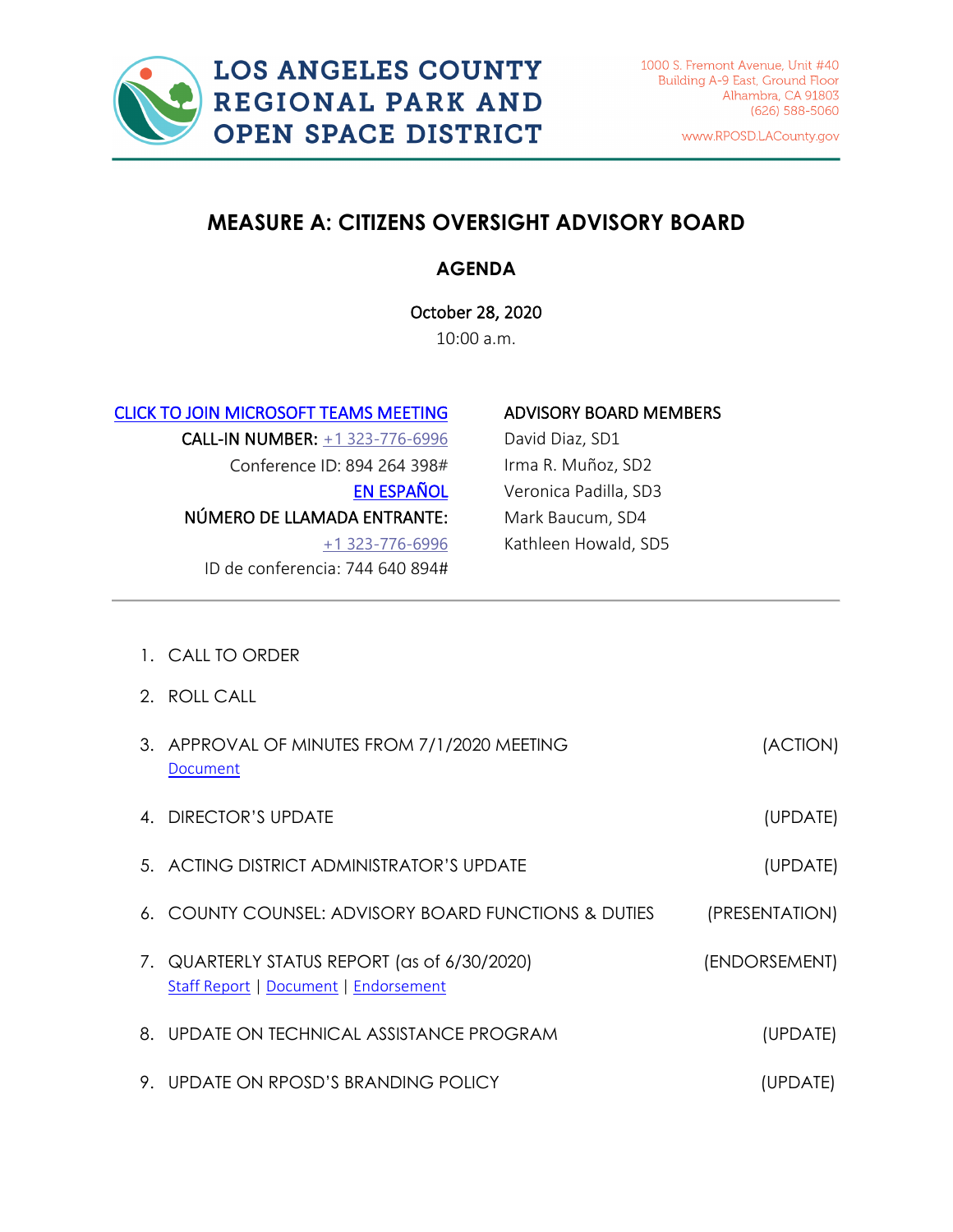# LOS ANGELES COUNTY REGIONAL PARK AND OPEN SPACE DISTRICT

1000 S. Fremont Avenue, Unit #40
Building A-9 East, Ground Floor
Alhambra, CA 91803
(626) 588-5060

www.RPOSD.LACounty.gov

## MEASURE A: CITIZENS OVERSIGHT ADVISORY BOARD

### AGENDA

October 28, 2020
10:00 a.m.

CLICK TO JOIN MICROSOFT TEAMS MEETING
CALL-IN NUMBER: +1 323-776-6996
Conference ID: 894 264 398#
EN ESPAÑOL
NÚMERO DE LLAMADA ENTRANTE:
+1 323-776-6996
ID de conferencia: 744 640 894#

ADVISORY BOARD MEMBERS
David Diaz, SD1
Irma R. Muñoz, SD2
Veronica Padilla, SD3
Mark Baucum, SD4
Kathleen Howald, SD5

---

1. CALL TO ORDER
2. ROLL CALL
3. APPROVAL OF MINUTES FROM 7/1/2020 MEETING (ACTION)
   Document
4. DIRECTOR'S UPDATE (UPDATE)
5. ACTING DISTRICT ADMINISTRATOR'S UPDATE (UPDATE)
6. COUNTY COUNSEL: ADVISORY BOARD FUNCTIONS & DUTIES (PRESENTATION)
7. QUARTERLY STATUS REPORT (as of 6/30/2020) (ENDORSEMENT)
   Staff Report | Document | Endorsement
8. UPDATE ON TECHNICAL ASSISTANCE PROGRAM (UPDATE)
9. UPDATE ON RPOSD'S BRANDING POLICY (UPDATE)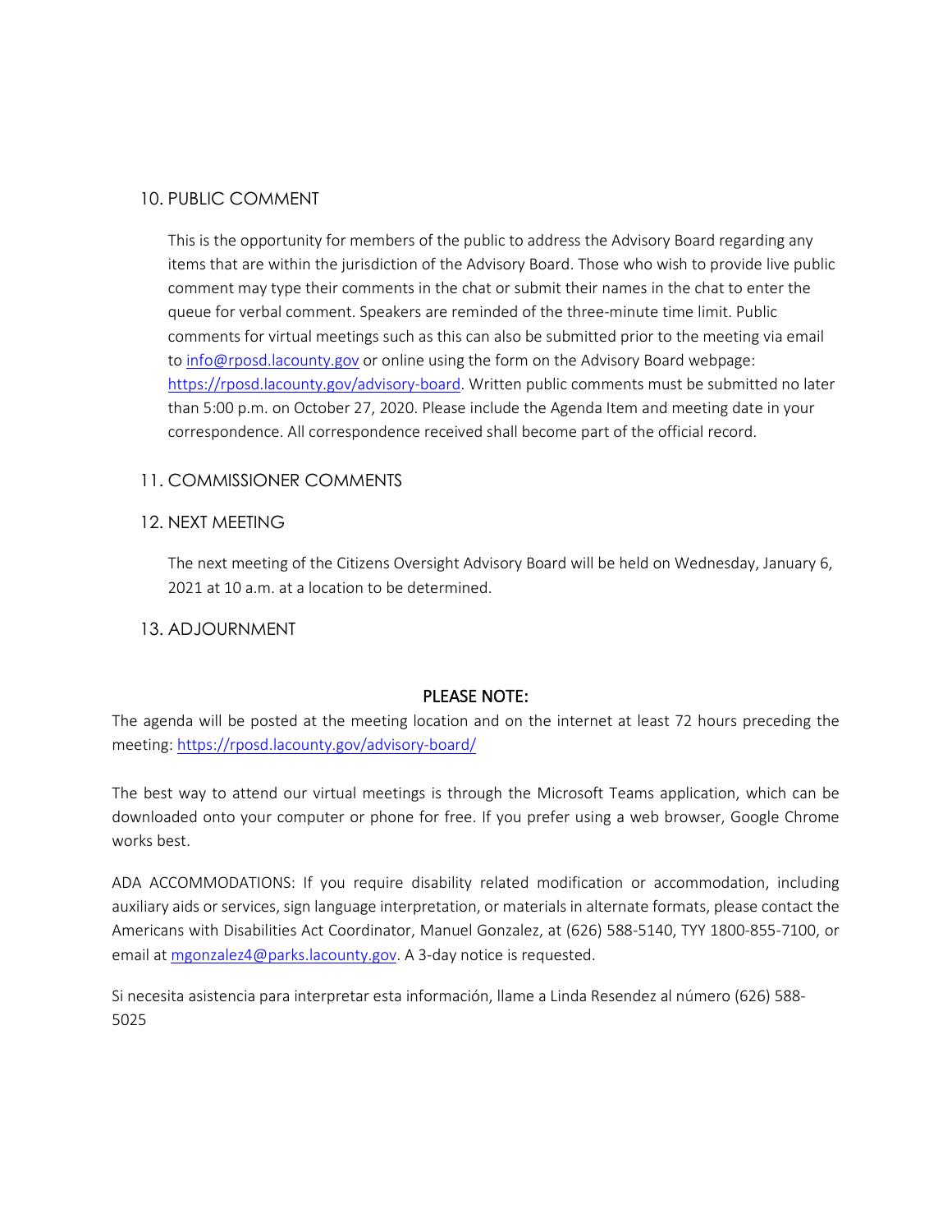10. PUBLIC COMMENT

    This is the opportunity for members of the public to address the Advisory Board regarding any items that are within the jurisdiction of the Advisory Board. Those who wish to provide live public comment may type their comments in the chat or submit their names in the chat to enter the queue for verbal comment. Speakers are reminded of the three-minute time limit. Public comments for virtual meetings such as this can also be submitted prior to the meeting via email to info@rposd.lacounty.gov or online using the form on the Advisory Board webpage: https://rposd.lacounty.gov/advisory-board. Written public comments must be submitted no later than 5:00 p.m. on October 27, 2020. Please include the Agenda Item and meeting date in your correspondence. All correspondence received shall become part of the official record.

11. COMMISSIONER COMMENTS

12. NEXT MEETING

    The next meeting of the Citizens Oversight Advisory Board will be held on Wednesday, January 6, 2021 at 10 a.m. at a location to be determined.

13. ADJOURNMENT

**PLEASE NOTE:**

The agenda will be posted at the meeting location and on the internet at least 72 hours preceding the meeting: https://rposd.lacounty.gov/advisory-board/

The best way to attend our virtual meetings is through the Microsoft Teams application, which can be downloaded onto your computer or phone for free. If you prefer using a web browser, Google Chrome works best.

ADA ACCOMMODATIONS: If you require disability related modification or accommodation, including auxiliary aids or services, sign language interpretation, or materials in alternate formats, please contact the Americans with Disabilities Act Coordinator, Manuel Gonzalez, at (626) 588-5140, TYY 1800-855-7100, or email at mgonzalez4@parks.lacounty.gov. A 3-day notice is requested.

Si necesita asistencia para interpretar esta información, llame a Linda Resendez al número (626) 588-5025